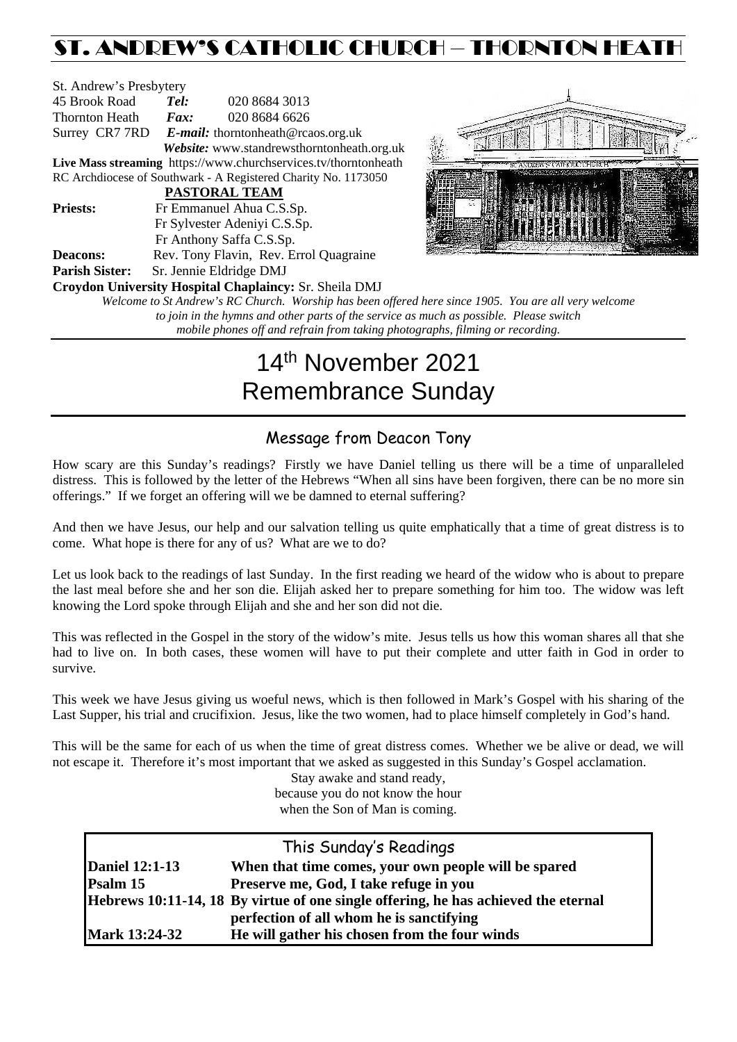# ST. ANDREW'S CATHOLIC CHURCH – THORNTON HEATH

St. Andrew's Presbytery
45 Brook Road *Tel:* 020 8684 3013
Thornton Heath *Fax:* 020 8684 6626
Surrey CR7 7RD *E-mail:* thorntonheath@rcaos.org.uk
*Website:* www.standrewsthorntonheath.org.uk
**Live Mass streaming** https://www.churchservices.tv/thorntonheath
RC Archdiocese of Southwark - A Registered Charity No. 1173050

**PASTORAL TEAM**

**Priests:** Fr Emmanuel Ahua C.S.Sp.
Fr Sylvester Adeniyi C.S.Sp.
Fr Anthony Saffa C.S.Sp.
**Deacons:** Rev. Tony Flavin, Rev. Errol Quagraine
**Parish Sister:** Sr. Jennie Eldridge DMJ
**Croydon University Hospital Chaplaincy:** Sr. Sheila DMJ

*Welcome to St Andrew's RC Church. Worship has been offered here since 1905. You are all very welcome to join in the hymns and other parts of the service as much as possible. Please switch mobile phones off and refrain from taking photographs, filming or recording.*

# 14th November 2021
# Remembrance Sunday

## Message from Deacon Tony

How scary are this Sunday's readings? Firstly we have Daniel telling us there will be a time of unparalleled distress. This is followed by the letter of the Hebrews "When all sins have been forgiven, there can be no more sin offerings." If we forget an offering will we be damned to eternal suffering?

And then we have Jesus, our help and our salvation telling us quite emphatically that a time of great distress is to come. What hope is there for any of us? What are we to do?

Let us look back to the readings of last Sunday. In the first reading we heard of the widow who is about to prepare the last meal before she and her son die. Elijah asked her to prepare something for him too. The widow was left knowing the Lord spoke through Elijah and she and her son did not die.

This was reflected in the Gospel in the story of the widow's mite. Jesus tells us how this woman shares all that she had to live on. In both cases, these women will have to put their complete and utter faith in God in order to survive.

This week we have Jesus giving us woeful news, which is then followed in Mark's Gospel with his sharing of the Last Supper, his trial and crucifixion. Jesus, like the two women, had to place himself completely in God's hand.

This will be the same for each of us when the time of great distress comes. Whether we be alive or dead, we will not escape it. Therefore it's most important that we asked as suggested in this Sunday's Gospel acclamation.

Stay awake and stand ready,
because you do not know the hour
when the Son of Man is coming.

## This Sunday's Readings

| | |
|---|---|
| **Daniel 12:1-13** | **When that time comes, your own people will be spared** |
| **Psalm 15** | **Preserve me, God, I take refuge in you** |
| **Hebrews 10:11-14, 18** | **By virtue of one single offering, he has achieved the eternal perfection of all whom he is sanctifying** |
| **Mark 13:24-32** | **He will gather his chosen from the four winds** |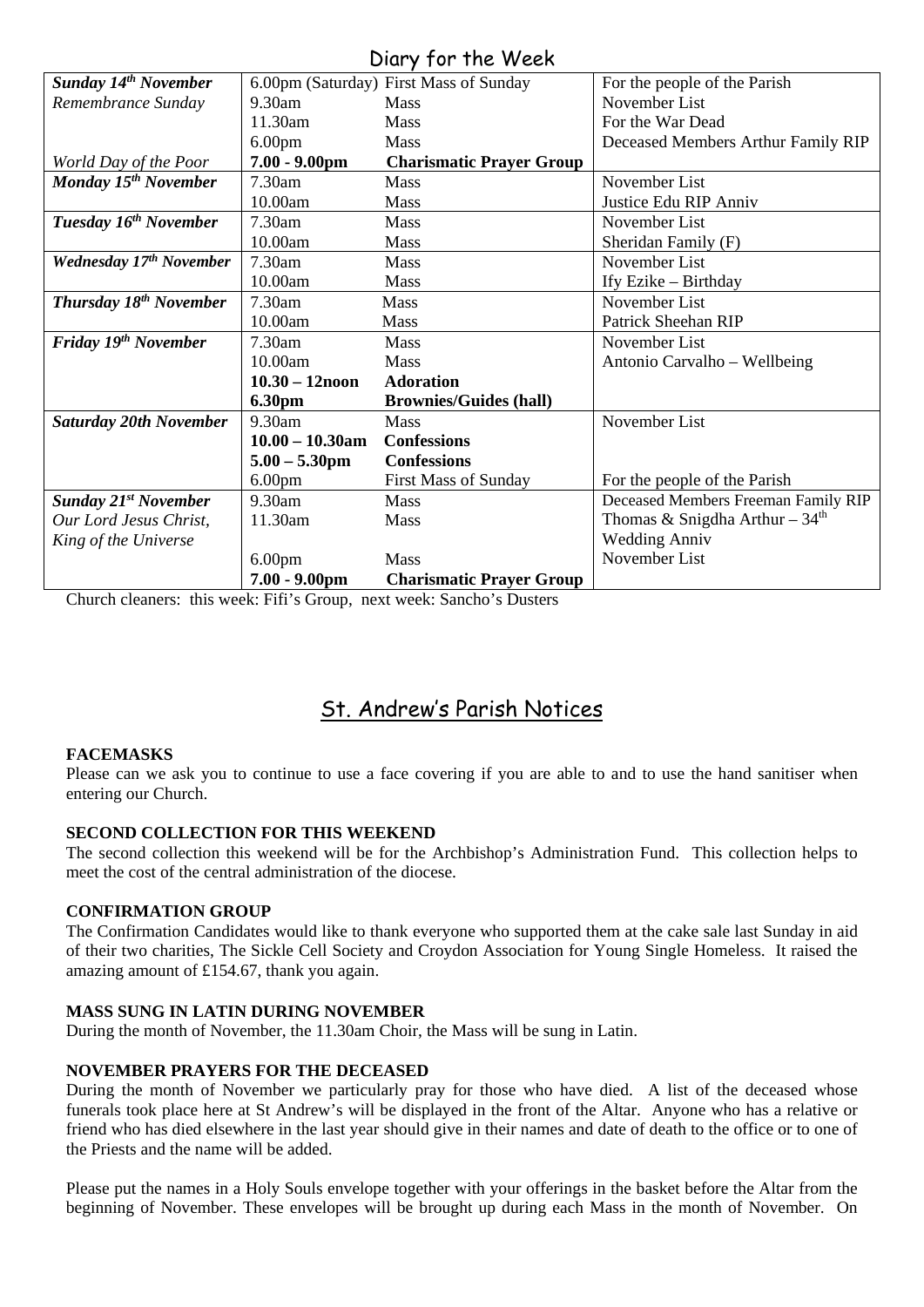# Diary for the Week

| | | | |
|---|---|---|---|
| ***Sunday 14th November*** | 6.00pm (Saturday) | First Mass of Sunday | For the people of the Parish |
| *Remembrance Sunday* | 9.30am | Mass | November List |
| | 11.30am | Mass | For the War Dead |
| | 6.00pm | Mass | Deceased Members Arthur Family RIP |
| *World Day of the Poor* | **7.00 - 9.00pm** | **Charismatic Prayer Group** | |
| ***Monday 15th November*** | 7.30am | Mass | November List |
| | 10.00am | Mass | Justice Edu RIP Anniv |
| ***Tuesday 16th November*** | 7.30am | Mass | November List |
| | 10.00am | Mass | Sheridan Family (F) |
| ***Wednesday 17th November*** | 7.30am | Mass | November List |
| | 10.00am | Mass | Ify Ezike – Birthday |
| ***Thursday 18th November*** | 7.30am | Mass | November List |
| | 10.00am | Mass | Patrick Sheehan RIP |
| ***Friday 19th November*** | 7.30am | Mass | November List |
| | 10.00am | Mass | Antonio Carvalho – Wellbeing |
| | **10.30 – 12noon** | **Adoration** | |
| | **6.30pm** | **Brownies/Guides (hall)** | |
| ***Saturday 20th November*** | 9.30am | Mass | November List |
| | **10.00 – 10.30am** | **Confessions** | |
| | **5.00 – 5.30pm** | **Confessions** | |
| | 6.00pm | First Mass of Sunday | For the people of the Parish |
| ***Sunday 21st November*** | 9.30am | Mass | Deceased Members Freeman Family RIP |
| *Our Lord Jesus Christ, King of the Universe* | 11.30am | Mass | Thomas & Snigdha Arthur – 34th Wedding Anniv |
| | 6.00pm | Mass | November List |
| | **7.00 - 9.00pm** | **Charismatic Prayer Group** | |

Church cleaners: this week: Fifi's Group, next week: Sancho's Dusters

## St. Andrew's Parish Notices

**FACEMASKS**

Please can we ask you to continue to use a face covering if you are able to and to use the hand sanitiser when entering our Church.

**SECOND COLLECTION FOR THIS WEEKEND**

The second collection this weekend will be for the Archbishop's Administration Fund. This collection helps to meet the cost of the central administration of the diocese.

**CONFIRMATION GROUP**

The Confirmation Candidates would like to thank everyone who supported them at the cake sale last Sunday in aid of their two charities, The Sickle Cell Society and Croydon Association for Young Single Homeless. It raised the amazing amount of £154.67, thank you again.

**MASS SUNG IN LATIN DURING NOVEMBER**

During the month of November, the 11.30am Choir, the Mass will be sung in Latin.

**NOVEMBER PRAYERS FOR THE DECEASED**

During the month of November we particularly pray for those who have died. A list of the deceased whose funerals took place here at St Andrew's will be displayed in the front of the Altar. Anyone who has a relative or friend who has died elsewhere in the last year should give in their names and date of death to the office or to one of the Priests and the name will be added.

Please put the names in a Holy Souls envelope together with your offerings in the basket before the Altar from the beginning of November. These envelopes will be brought up during each Mass in the month of November. On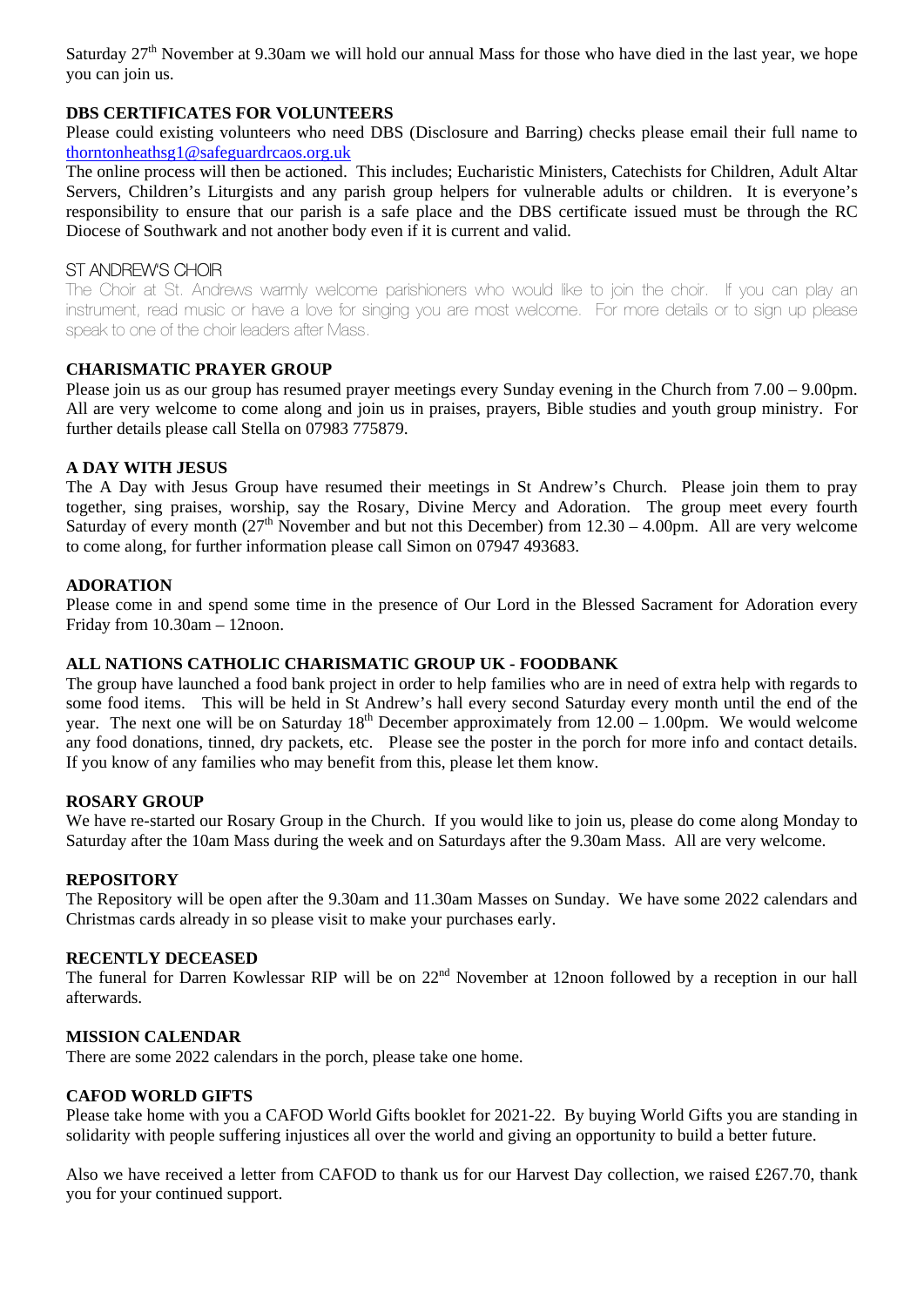Saturday 27th November at 9.30am we will hold our annual Mass for those who have died in the last year, we hope you can join us.

**DBS CERTIFICATES FOR VOLUNTEERS**

Please could existing volunteers who need DBS (Disclosure and Barring) checks please email their full name to thorntonheathsg1@safeguardrcaos.org.uk

The online process will then be actioned. This includes; Eucharistic Ministers, Catechists for Children, Adult Altar Servers, Children's Liturgists and any parish group helpers for vulnerable adults or children. It is everyone's responsibility to ensure that our parish is a safe place and the DBS certificate issued must be through the RC Diocese of Southwark and not another body even if it is current and valid.

ST ANDREW'S CHOIR

The Choir at St. Andrews warmly welcome parishioners who would like to join the choir. If you can play an instrument, read music or have a love for singing you are most welcome. For more details or to sign up please speak to one of the choir leaders after Mass.

**CHARISMATIC PRAYER GROUP**

Please join us as our group has resumed prayer meetings every Sunday evening in the Church from 7.00 – 9.00pm. All are very welcome to come along and join us in praises, prayers, Bible studies and youth group ministry. For further details please call Stella on 07983 775879.

**A DAY WITH JESUS**

The A Day with Jesus Group have resumed their meetings in St Andrew's Church. Please join them to pray together, sing praises, worship, say the Rosary, Divine Mercy and Adoration. The group meet every fourth Saturday of every month (27th November and but not this December) from 12.30 – 4.00pm. All are very welcome to come along, for further information please call Simon on 07947 493683.

**ADORATION**

Please come in and spend some time in the presence of Our Lord in the Blessed Sacrament for Adoration every Friday from 10.30am – 12noon.

**ALL NATIONS CATHOLIC CHARISMATIC GROUP UK - FOODBANK**

The group have launched a food bank project in order to help families who are in need of extra help with regards to some food items. This will be held in St Andrew's hall every second Saturday every month until the end of the year. The next one will be on Saturday 18th December approximately from 12.00 – 1.00pm. We would welcome any food donations, tinned, dry packets, etc. Please see the poster in the porch for more info and contact details. If you know of any families who may benefit from this, please let them know.

**ROSARY GROUP**

We have re-started our Rosary Group in the Church. If you would like to join us, please do come along Monday to Saturday after the 10am Mass during the week and on Saturdays after the 9.30am Mass. All are very welcome.

**REPOSITORY**

The Repository will be open after the 9.30am and 11.30am Masses on Sunday. We have some 2022 calendars and Christmas cards already in so please visit to make your purchases early.

**RECENTLY DECEASED**

The funeral for Darren Kowlessar RIP will be on 22nd November at 12noon followed by a reception in our hall afterwards.

**MISSION CALENDAR**

There are some 2022 calendars in the porch, please take one home.

**CAFOD WORLD GIFTS**

Please take home with you a CAFOD World Gifts booklet for 2021-22. By buying World Gifts you are standing in solidarity with people suffering injustices all over the world and giving an opportunity to build a better future.

Also we have received a letter from CAFOD to thank us for our Harvest Day collection, we raised £267.70, thank you for your continued support.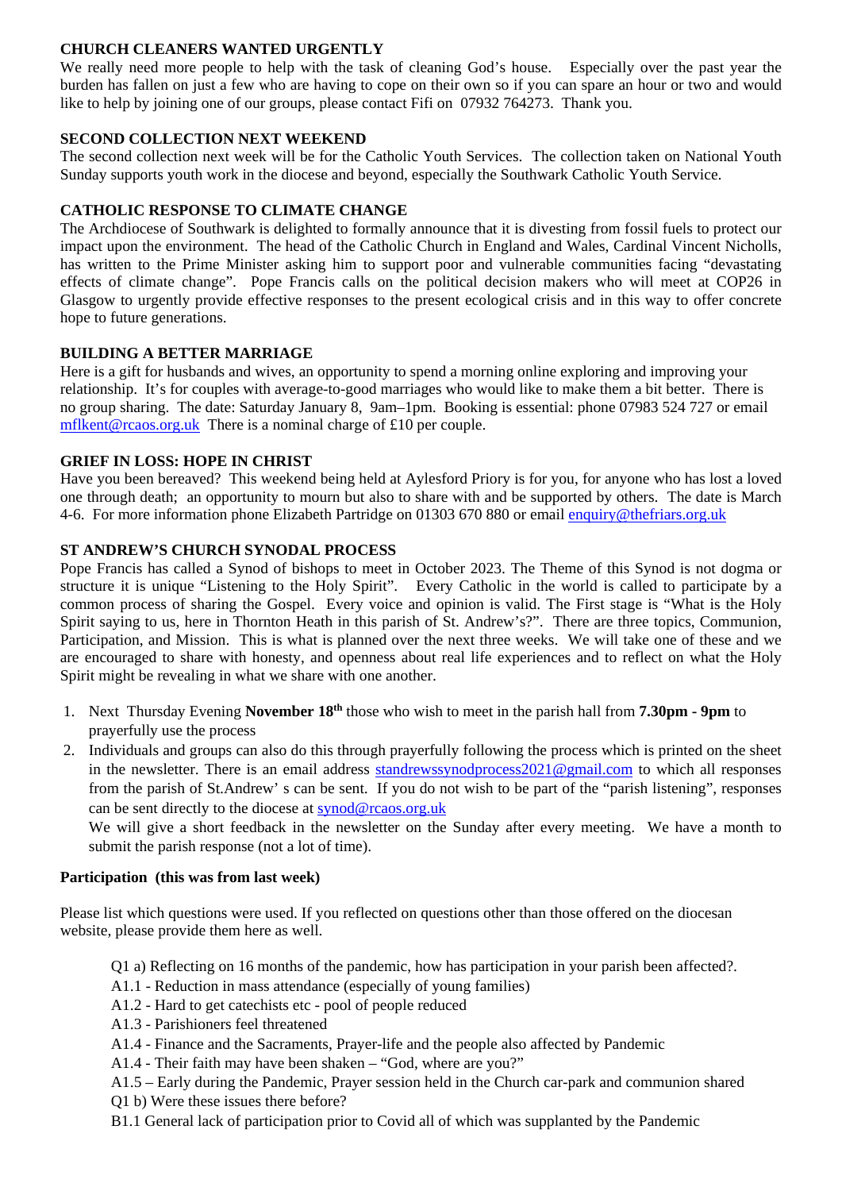**CHURCH CLEANERS WANTED URGENTLY**
We really need more people to help with the task of cleaning God's house. Especially over the past year the burden has fallen on just a few who are having to cope on their own so if you can spare an hour or two and would like to help by joining one of our groups, please contact Fifi on 07932 764273. Thank you.

**SECOND COLLECTION NEXT WEEKEND**
The second collection next week will be for the Catholic Youth Services. The collection taken on National Youth Sunday supports youth work in the diocese and beyond, especially the Southwark Catholic Youth Service.

**CATHOLIC RESPONSE TO CLIMATE CHANGE**
The Archdiocese of Southwark is delighted to formally announce that it is divesting from fossil fuels to protect our impact upon the environment. The head of the Catholic Church in England and Wales, Cardinal Vincent Nicholls, has written to the Prime Minister asking him to support poor and vulnerable communities facing "devastating effects of climate change". Pope Francis calls on the political decision makers who will meet at COP26 in Glasgow to urgently provide effective responses to the present ecological crisis and in this way to offer concrete hope to future generations.

**BUILDING A BETTER MARRIAGE**
Here is a gift for husbands and wives, an opportunity to spend a morning online exploring and improving your relationship. It's for couples with average-to-good marriages who would like to make them a bit better. There is no group sharing. The date: Saturday January 8, 9am–1pm. Booking is essential: phone 07983 524 727 or email mflkent@rcaos.org.uk There is a nominal charge of £10 per couple.

**GRIEF IN LOSS: HOPE IN CHRIST**
Have you been bereaved? This weekend being held at Aylesford Priory is for you, for anyone who has lost a loved one through death; an opportunity to mourn but also to share with and be supported by others. The date is March 4-6. For more information phone Elizabeth Partridge on 01303 670 880 or email enquiry@thefriars.org.uk

**ST ANDREW'S CHURCH SYNODAL PROCESS**
Pope Francis has called a Synod of bishops to meet in October 2023. The Theme of this Synod is not dogma or structure it is unique "Listening to the Holy Spirit". Every Catholic in the world is called to participate by a common process of sharing the Gospel. Every voice and opinion is valid. The First stage is "What is the Holy Spirit saying to us, here in Thornton Heath in this parish of St. Andrew's?". There are three topics, Communion, Participation, and Mission. This is what is planned over the next three weeks. We will take one of these and we are encouraged to share with honesty, and openness about real life experiences and to reflect on what the Holy Spirit might be revealing in what we share with one another.

1. Next Thursday Evening **November 18th** those who wish to meet in the parish hall from **7.30pm - 9pm** to prayerfully use the process
2. Individuals and groups can also do this through prayerfully following the process which is printed on the sheet in the newsletter. There is an email address standrewssynodprocess2021@gmail.com to which all responses from the parish of St.Andrew' s can be sent. If you do not wish to be part of the "parish listening", responses can be sent directly to the diocese at synod@rcaos.org.uk
   We will give a short feedback in the newsletter on the Sunday after every meeting. We have a month to submit the parish response (not a lot of time).

**Participation (this was from last week)**

Please list which questions were used. If you reflected on questions other than those offered on the diocesan website, please provide them here as well.

Q1 a) Reflecting on 16 months of the pandemic, how has participation in your parish been affected?.
A1.1 - Reduction in mass attendance (especially of young families)
A1.2 - Hard to get catechists etc - pool of people reduced
A1.3 - Parishioners feel threatened
A1.4 - Finance and the Sacraments, Prayer-life and the people also affected by Pandemic
A1.4 - Their faith may have been shaken – "God, where are you?"
A1.5 – Early during the Pandemic, Prayer session held in the Church car-park and communion shared
Q1 b) Were these issues there before?
B1.1 General lack of participation prior to Covid all of which was supplanted by the Pandemic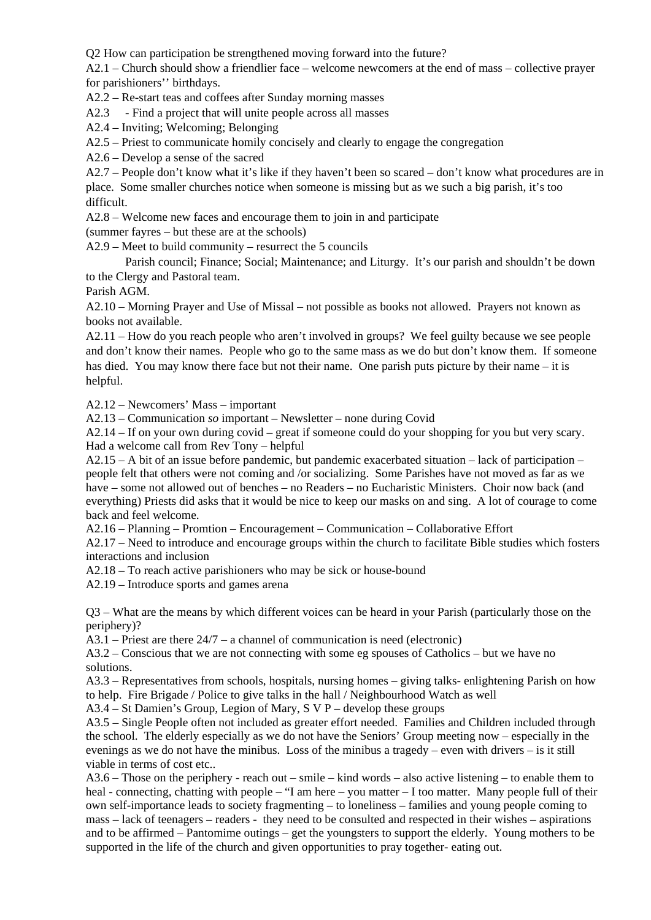Q2 How can participation be strengthened moving forward into the future?

A2.1 – Church should show a friendlier face – welcome newcomers at the end of mass – collective prayer for parishioners'' birthdays.

A2.2 – Re-start teas and coffees after Sunday morning masses

A2.3 - Find a project that will unite people across all masses

A2.4 – Inviting; Welcoming; Belonging

A2.5 – Priest to communicate homily concisely and clearly to engage the congregation

A2.6 – Develop a sense of the sacred

A2.7 – People don't know what it's like if they haven't been so scared – don't know what procedures are in place. Some smaller churches notice when someone is missing but as we such a big parish, it's too difficult.

A2.8 – Welcome new faces and encourage them to join in and participate
(summer fayres – but these are at the schools)

A2.9 – Meet to build community – resurrect the 5 councils
Parish council; Finance; Social; Maintenance; and Liturgy. It's our parish and shouldn't be down to the Clergy and Pastoral team.
Parish AGM.

A2.10 – Morning Prayer and Use of Missal – not possible as books not allowed. Prayers not known as books not available.

A2.11 – How do you reach people who aren't involved in groups? We feel guilty because we see people and don't know their names. People who go to the same mass as we do but don't know them. If someone has died. You may know there face but not their name. One parish puts picture by their name – it is helpful.

A2.12 – Newcomers' Mass – important

A2.13 – Communication *so* important – Newsletter – none during Covid

A2.14 – If on your own during covid – great if someone could do your shopping for you but very scary. Had a welcome call from Rev Tony – helpful

A2.15 – A bit of an issue before pandemic, but pandemic exacerbated situation – lack of participation – people felt that others were not coming and /or socializing. Some Parishes have not moved as far as we have – some not allowed out of benches – no Readers – no Eucharistic Ministers. Choir now back (and everything) Priests did asks that it would be nice to keep our masks on and sing. A lot of courage to come back and feel welcome.

A2.16 – Planning – Promtion – Encouragement – Communication – Collaborative Effort

A2.17 – Need to introduce and encourage groups within the church to facilitate Bible studies which fosters interactions and inclusion

A2.18 – To reach active parishioners who may be sick or house-bound

A2.19 – Introduce sports and games arena

Q3 – What are the means by which different voices can be heard in your Parish (particularly those on the periphery)?

A3.1 – Priest are there 24/7 – a channel of communication is need (electronic)

A3.2 – Conscious that we are not connecting with some eg spouses of Catholics – but we have no solutions.

A3.3 – Representatives from schools, hospitals, nursing homes – giving talks- enlightening Parish on how to help. Fire Brigade / Police to give talks in the hall / Neighbourhood Watch as well

A3.4 – St Damien's Group, Legion of Mary, S V P – develop these groups

A3.5 – Single People often not included as greater effort needed. Families and Children included through the school. The elderly especially as we do not have the Seniors' Group meeting now – especially in the evenings as we do not have the minibus. Loss of the minibus a tragedy – even with drivers – is it still viable in terms of cost etc..

A3.6 – Those on the periphery - reach out – smile – kind words – also active listening – to enable them to heal - connecting, chatting with people – "I am here – you matter – I too matter. Many people full of their own self-importance leads to society fragmenting – to loneliness – families and young people coming to mass – lack of teenagers – readers - they need to be consulted and respected in their wishes – aspirations and to be affirmed – Pantomime outings – get the youngsters to support the elderly. Young mothers to be supported in the life of the church and given opportunities to pray together- eating out.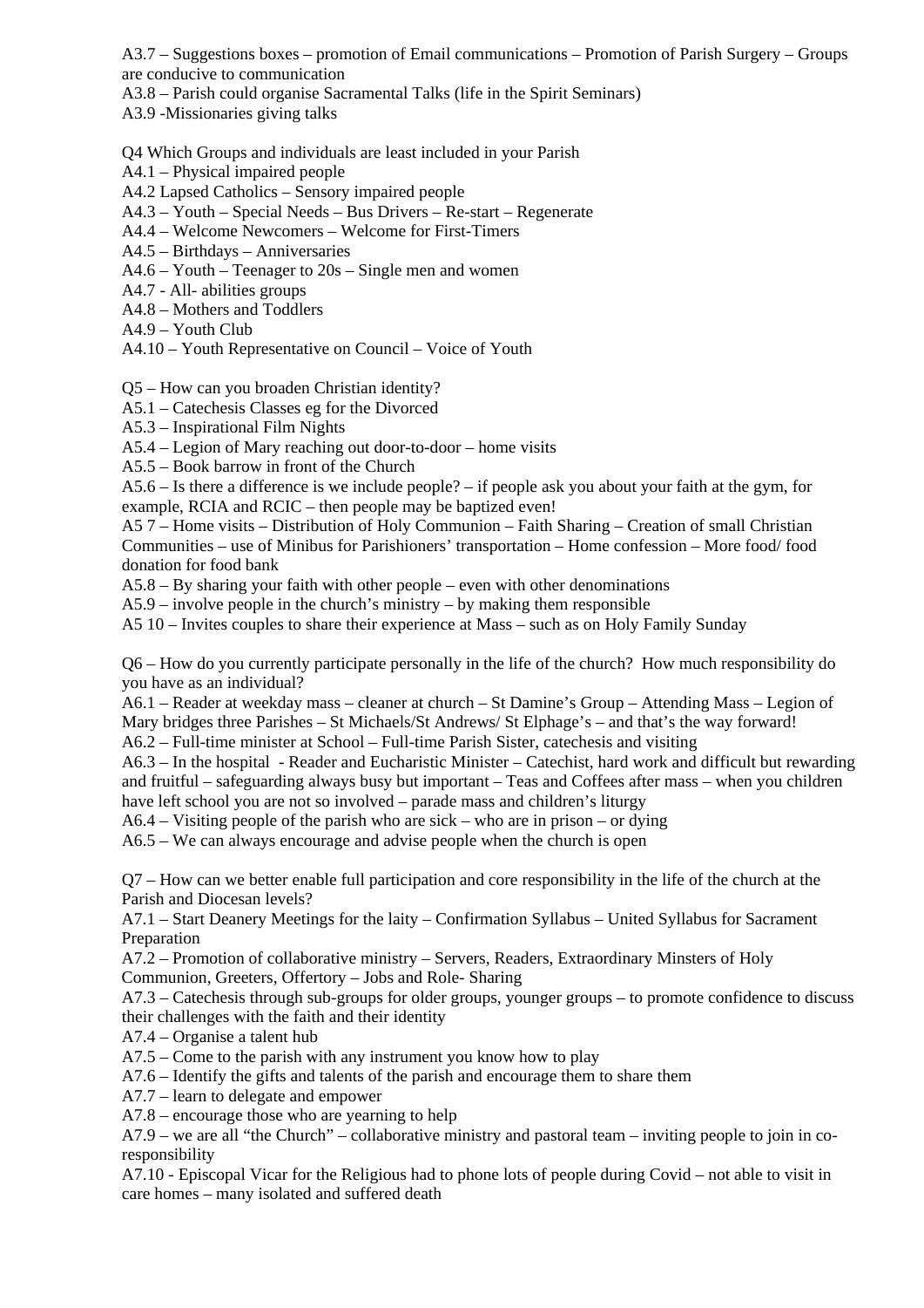A3.7 – Suggestions boxes – promotion of Email communications – Promotion of Parish Surgery – Groups are conducive to communication

A3.8 – Parish could organise Sacramental Talks (life in the Spirit Seminars)

A3.9 -Missionaries giving talks

Q4 Which Groups and individuals are least included in your Parish

A4.1 – Physical impaired people

A4.2 Lapsed Catholics – Sensory impaired people

A4.3 – Youth – Special Needs – Bus Drivers – Re-start – Regenerate

A4.4 – Welcome Newcomers – Welcome for First-Timers

A4.5 – Birthdays – Anniversaries

A4.6 – Youth – Teenager to 20s – Single men and women

A4.7 - All- abilities groups

A4.8 – Mothers and Toddlers

A4.9 – Youth Club

A4.10 – Youth Representative on Council – Voice of Youth

Q5 – How can you broaden Christian identity?

A5.1 – Catechesis Classes eg for the Divorced

A5.3 – Inspirational Film Nights

A5.4 – Legion of Mary reaching out door-to-door – home visits

A5.5 – Book barrow in front of the Church

A5.6 – Is there a difference is we include people? – if people ask you about your faith at the gym, for example, RCIA and RCIC – then people may be baptized even!

A5 7 – Home visits – Distribution of Holy Communion – Faith Sharing – Creation of small Christian Communities – use of Minibus for Parishioners' transportation – Home confession – More food/ food donation for food bank

A5.8 – By sharing your faith with other people – even with other denominations

A5.9 – involve people in the church's ministry – by making them responsible

A5 10 – Invites couples to share their experience at Mass – such as on Holy Family Sunday

Q6 – How do you currently participate personally in the life of the church? How much responsibility do you have as an individual?

A6.1 – Reader at weekday mass – cleaner at church – St Damine's Group – Attending Mass – Legion of Mary bridges three Parishes – St Michaels/St Andrews/ St Elphage's – and that's the way forward!

A6.2 – Full-time minister at School – Full-time Parish Sister, catechesis and visiting

A6.3 – In the hospital - Reader and Eucharistic Minister – Catechist, hard work and difficult but rewarding and fruitful – safeguarding always busy but important – Teas and Coffees after mass – when you children have left school you are not so involved – parade mass and children's liturgy

A6.4 – Visiting people of the parish who are sick – who are in prison – or dying

A6.5 – We can always encourage and advise people when the church is open

Q7 – How can we better enable full participation and core responsibility in the life of the church at the Parish and Diocesan levels?

A7.1 – Start Deanery Meetings for the laity – Confirmation Syllabus – United Syllabus for Sacrament Preparation

A7.2 – Promotion of collaborative ministry – Servers, Readers, Extraordinary Minsters of Holy Communion, Greeters, Offertory – Jobs and Role- Sharing

A7.3 – Catechesis through sub-groups for older groups, younger groups – to promote confidence to discuss their challenges with the faith and their identity

A7.4 – Organise a talent hub

A7.5 – Come to the parish with any instrument you know how to play

A7.6 – Identify the gifts and talents of the parish and encourage them to share them

A7.7 – learn to delegate and empower

A7.8 – encourage those who are yearning to help

A7.9 – we are all "the Church" – collaborative ministry and pastoral team – inviting people to join in co-responsibility

A7.10 - Episcopal Vicar for the Religious had to phone lots of people during Covid – not able to visit in care homes – many isolated and suffered death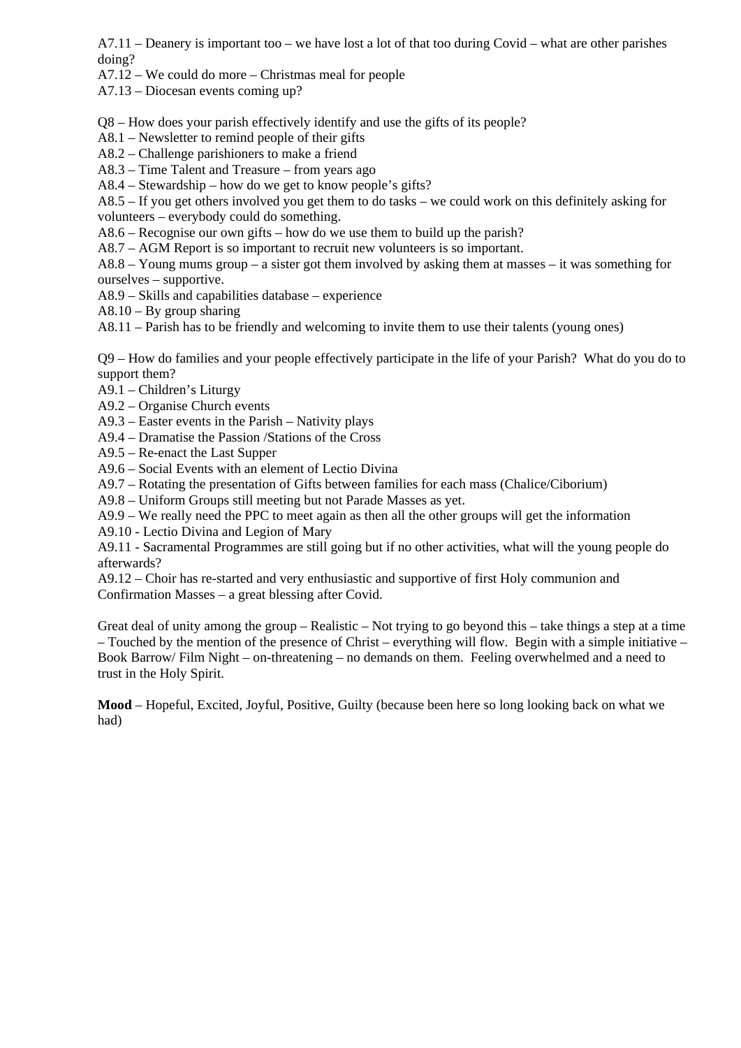A7.11 – Deanery is important too – we have lost a lot of that too during Covid – what are other parishes doing?
A7.12 – We could do more – Christmas meal for people
A7.13 – Diocesan events coming up?

Q8 – How does your parish effectively identify and use the gifts of its people?
A8.1 – Newsletter to remind people of their gifts
A8.2 – Challenge parishioners to make a friend
A8.3 – Time Talent and Treasure – from years ago
A8.4 – Stewardship – how do we get to know people's gifts?
A8.5 – If you get others involved you get them to do tasks – we could work on this definitely asking for volunteers – everybody could do something.
A8.6 – Recognise our own gifts – how do we use them to build up the parish?
A8.7 – AGM Report is so important to recruit new volunteers is so important.
A8.8 – Young mums group – a sister got them involved by asking them at masses – it was something for ourselves – supportive.
A8.9 – Skills and capabilities database – experience
A8.10 – By group sharing
A8.11 – Parish has to be friendly and welcoming to invite them to use their talents (young ones)

Q9 – How do families and your people effectively participate in the life of your Parish? What do you do to support them?
A9.1 – Children's Liturgy
A9.2 – Organise Church events
A9.3 – Easter events in the Parish – Nativity plays
A9.4 – Dramatise the Passion /Stations of the Cross
A9.5 – Re-enact the Last Supper
A9.6 – Social Events with an element of Lectio Divina
A9.7 – Rotating the presentation of Gifts between families for each mass (Chalice/Ciborium)
A9.8 – Uniform Groups still meeting but not Parade Masses as yet.
A9.9 – We really need the PPC to meet again as then all the other groups will get the information
A9.10 - Lectio Divina and Legion of Mary
A9.11 - Sacramental Programmes are still going but if no other activities, what will the young people do afterwards?
A9.12 – Choir has re-started and very enthusiastic and supportive of first Holy communion and Confirmation Masses – a great blessing after Covid.

Great deal of unity among the group – Realistic – Not trying to go beyond this – take things a step at a time – Touched by the mention of the presence of Christ – everything will flow. Begin with a simple initiative – Book Barrow/ Film Night – on-threatening – no demands on them. Feeling overwhelmed and a need to trust in the Holy Spirit.

**Mood** – Hopeful, Excited, Joyful, Positive, Guilty (because been here so long looking back on what we had)